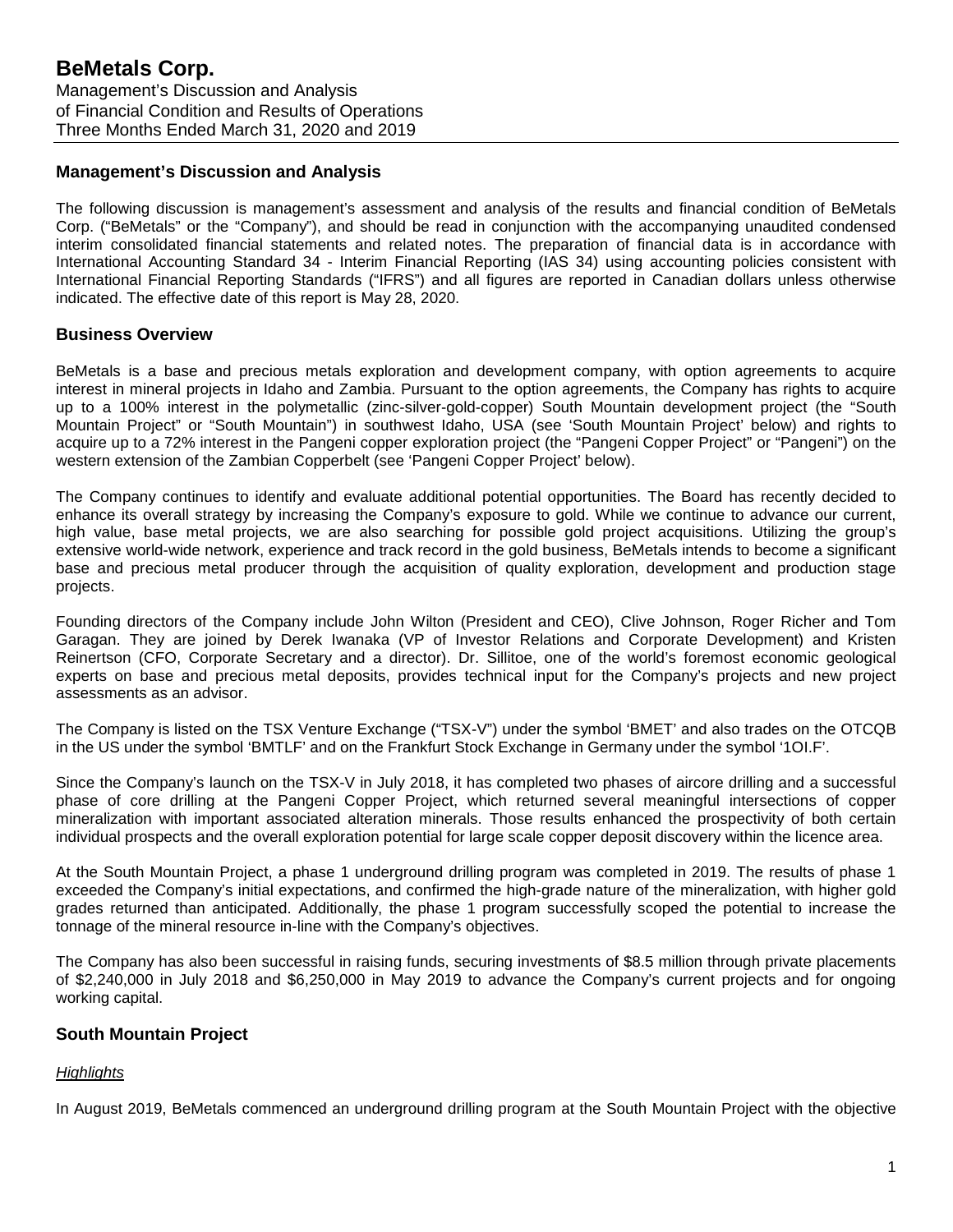# BeMetals Corp.

Management's Discussion and Analysis
of Financial Condition and Results of Operations
Three Months Ended March 31, 2020 and 2019

## Management's Discussion and Analysis

The following discussion is management's assessment and analysis of the results and financial condition of BeMetals Corp. ("BeMetals" or the "Company"), and should be read in conjunction with the accompanying unaudited condensed interim consolidated financial statements and related notes. The preparation of financial data is in accordance with International Accounting Standard 34 - Interim Financial Reporting (IAS 34) using accounting policies consistent with International Financial Reporting Standards ("IFRS") and all figures are reported in Canadian dollars unless otherwise indicated. The effective date of this report is May 28, 2020.

## Business Overview

BeMetals is a base and precious metals exploration and development company, with option agreements to acquire interest in mineral projects in Idaho and Zambia. Pursuant to the option agreements, the Company has rights to acquire up to a 100% interest in the polymetallic (zinc-silver-gold-copper) South Mountain development project (the "South Mountain Project" or "South Mountain") in southwest Idaho, USA (see 'South Mountain Project' below) and rights to acquire up to a 72% interest in the Pangeni copper exploration project (the "Pangeni Copper Project" or "Pangeni") on the western extension of the Zambian Copperbelt (see 'Pangeni Copper Project' below).

The Company continues to identify and evaluate additional potential opportunities. The Board has recently decided to enhance its overall strategy by increasing the Company's exposure to gold. While we continue to advance our current, high value, base metal projects, we are also searching for possible gold project acquisitions. Utilizing the group's extensive world-wide network, experience and track record in the gold business, BeMetals intends to become a significant base and precious metal producer through the acquisition of quality exploration, development and production stage projects.

Founding directors of the Company include John Wilton (President and CEO), Clive Johnson, Roger Richer and Tom Garagan. They are joined by Derek Iwanaka (VP of Investor Relations and Corporate Development) and Kristen Reinertson (CFO, Corporate Secretary and a director). Dr. Sillitoe, one of the world's foremost economic geological experts on base and precious metal deposits, provides technical input for the Company's projects and new project assessments as an advisor.

The Company is listed on the TSX Venture Exchange ("TSX-V") under the symbol 'BMET' and also trades on the OTCQB in the US under the symbol 'BMTLF' and on the Frankfurt Stock Exchange in Germany under the symbol '1OI.F'.

Since the Company's launch on the TSX-V in July 2018, it has completed two phases of aircore drilling and a successful phase of core drilling at the Pangeni Copper Project, which returned several meaningful intersections of copper mineralization with important associated alteration minerals. Those results enhanced the prospectivity of both certain individual prospects and the overall exploration potential for large scale copper deposit discovery within the licence area.

At the South Mountain Project, a phase 1 underground drilling program was completed in 2019. The results of phase 1 exceeded the Company's initial expectations, and confirmed the high-grade nature of the mineralization, with higher gold grades returned than anticipated. Additionally, the phase 1 program successfully scoped the potential to increase the tonnage of the mineral resource in-line with the Company's objectives.

The Company has also been successful in raising funds, securing investments of $8.5 million through private placements of $2,240,000 in July 2018 and $6,250,000 in May 2019 to advance the Company's current projects and for ongoing working capital.

## South Mountain Project

### *Highlights*

In August 2019, BeMetals commenced an underground drilling program at the South Mountain Project with the objective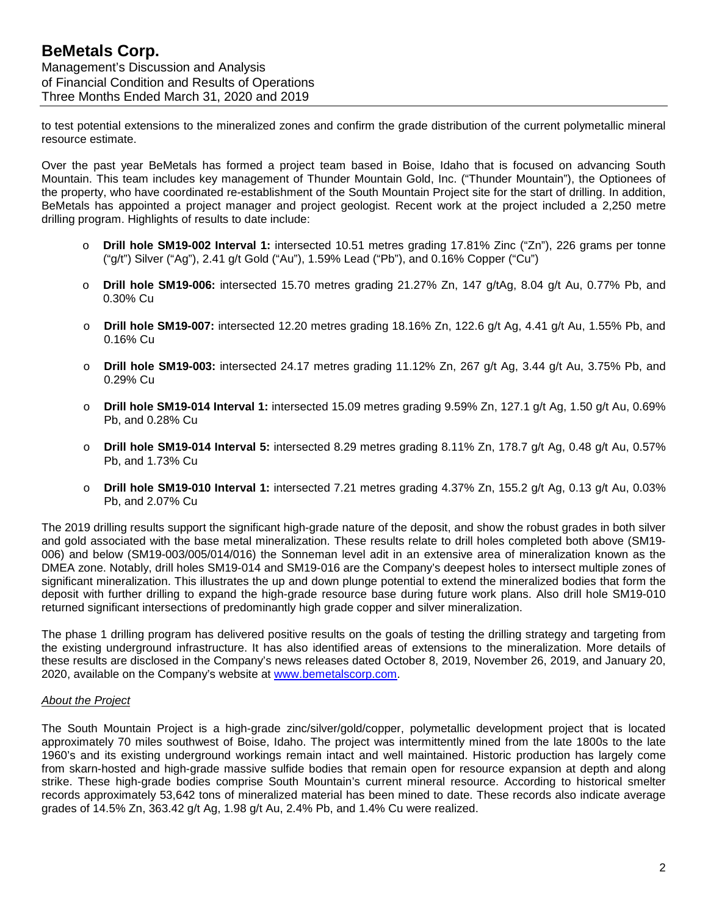to test potential extensions to the mineralized zones and confirm the grade distribution of the current polymetallic mineral resource estimate.

Over the past year BeMetals has formed a project team based in Boise, Idaho that is focused on advancing South Mountain. This team includes key management of Thunder Mountain Gold, Inc. ("Thunder Mountain"), the Optionees of the property, who have coordinated re-establishment of the South Mountain Project site for the start of drilling. In addition, BeMetals has appointed a project manager and project geologist. Recent work at the project included a 2,250 metre drilling program. Highlights of results to date include:

- **Drill hole SM19-002 Interval 1:** intersected 10.51 metres grading 17.81% Zinc ("Zn"), 226 grams per tonne ("g/t") Silver ("Ag"), 2.41 g/t Gold ("Au"), 1.59% Lead ("Pb"), and 0.16% Copper ("Cu")
- **Drill hole SM19-006:** intersected 15.70 metres grading 21.27% Zn, 147 g/tAg, 8.04 g/t Au, 0.77% Pb, and 0.30% Cu
- **Drill hole SM19-007:** intersected 12.20 metres grading 18.16% Zn, 122.6 g/t Ag, 4.41 g/t Au, 1.55% Pb, and 0.16% Cu
- **Drill hole SM19-003:** intersected 24.17 metres grading 11.12% Zn, 267 g/t Ag, 3.44 g/t Au, 3.75% Pb, and 0.29% Cu
- **Drill hole SM19-014 Interval 1:** intersected 15.09 metres grading 9.59% Zn, 127.1 g/t Ag, 1.50 g/t Au, 0.69% Pb, and 0.28% Cu
- **Drill hole SM19-014 Interval 5:** intersected 8.29 metres grading 8.11% Zn, 178.7 g/t Ag, 0.48 g/t Au, 0.57% Pb, and 1.73% Cu
- **Drill hole SM19-010 Interval 1:** intersected 7.21 metres grading 4.37% Zn, 155.2 g/t Ag, 0.13 g/t Au, 0.03% Pb, and 2.07% Cu

The 2019 drilling results support the significant high-grade nature of the deposit, and show the robust grades in both silver and gold associated with the base metal mineralization. These results relate to drill holes completed both above (SM19-006) and below (SM19-003/005/014/016) the Sonneman level adit in an extensive area of mineralization known as the DMEA zone. Notably, drill holes SM19-014 and SM19-016 are the Company's deepest holes to intersect multiple zones of significant mineralization. This illustrates the up and down plunge potential to extend the mineralized bodies that form the deposit with further drilling to expand the high-grade resource base during future work plans. Also drill hole SM19-010 returned significant intersections of predominantly high grade copper and silver mineralization.

The phase 1 drilling program has delivered positive results on the goals of testing the drilling strategy and targeting from the existing underground infrastructure. It has also identified areas of extensions to the mineralization. More details of these results are disclosed in the Company's news releases dated October 8, 2019, November 26, 2019, and January 20, 2020, available on the Company's website at www.bemetalscorp.com.

*About the Project*

The South Mountain Project is a high-grade zinc/silver/gold/copper, polymetallic development project that is located approximately 70 miles southwest of Boise, Idaho. The project was intermittently mined from the late 1800s to the late 1960's and its existing underground workings remain intact and well maintained. Historic production has largely come from skarn-hosted and high-grade massive sulfide bodies that remain open for resource expansion at depth and along strike. These high-grade bodies comprise South Mountain's current mineral resource. According to historical smelter records approximately 53,642 tons of mineralized material has been mined to date. These records also indicate average grades of 14.5% Zn, 363.42 g/t Ag, 1.98 g/t Au, 2.4% Pb, and 1.4% Cu were realized.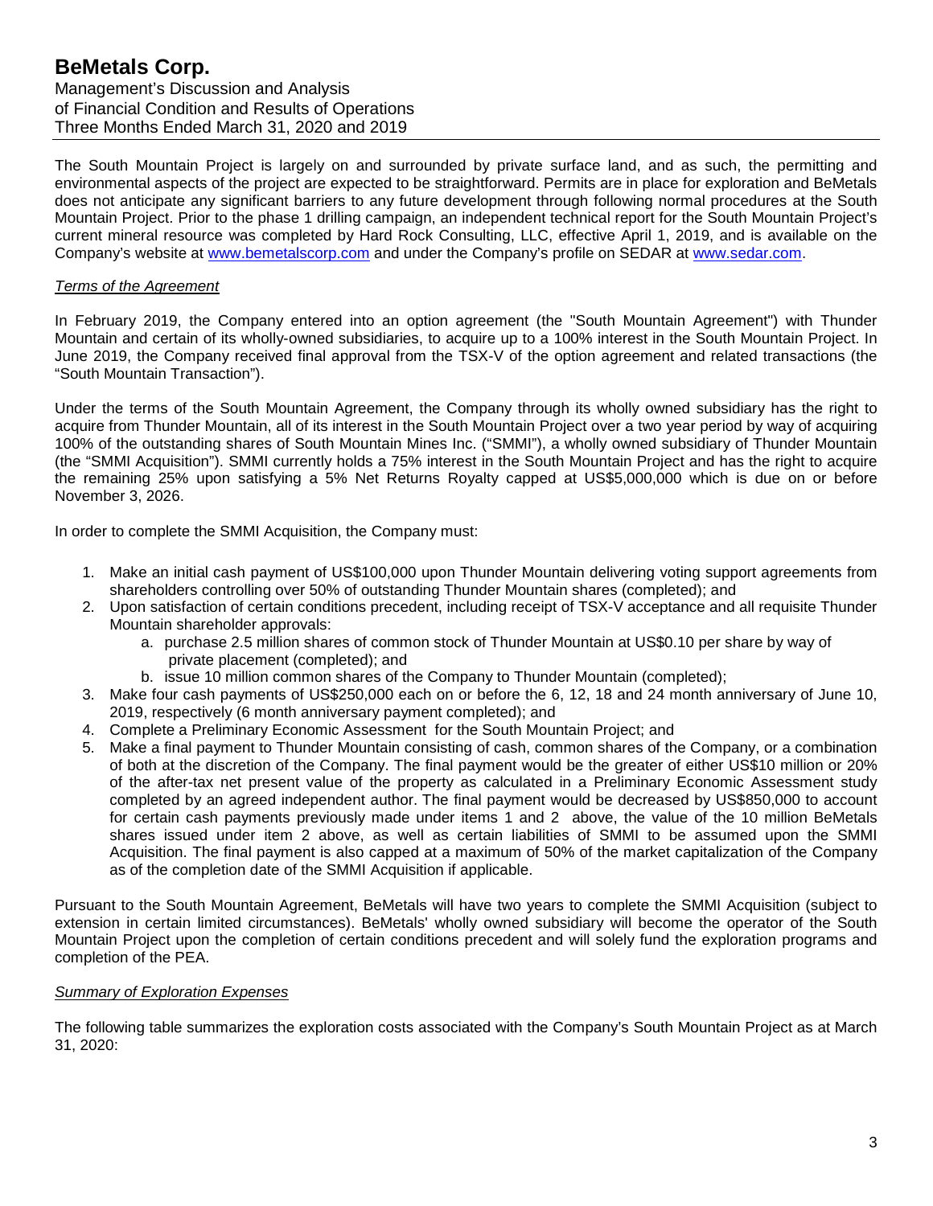The South Mountain Project is largely on and surrounded by private surface land, and as such, the permitting and environmental aspects of the project are expected to be straightforward. Permits are in place for exploration and BeMetals does not anticipate any significant barriers to any future development through following normal procedures at the South Mountain Project. Prior to the phase 1 drilling campaign, an independent technical report for the South Mountain Project's current mineral resource was completed by Hard Rock Consulting, LLC, effective April 1, 2019, and is available on the Company's website at www.bemetalscorp.com and under the Company's profile on SEDAR at www.sedar.com.

*Terms of the Agreement*

In February 2019, the Company entered into an option agreement (the "South Mountain Agreement") with Thunder Mountain and certain of its wholly-owned subsidiaries, to acquire up to a 100% interest in the South Mountain Project. In June 2019, the Company received final approval from the TSX-V of the option agreement and related transactions (the "South Mountain Transaction").

Under the terms of the South Mountain Agreement, the Company through its wholly owned subsidiary has the right to acquire from Thunder Mountain, all of its interest in the South Mountain Project over a two year period by way of acquiring 100% of the outstanding shares of South Mountain Mines Inc. ("SMMI"), a wholly owned subsidiary of Thunder Mountain (the "SMMI Acquisition"). SMMI currently holds a 75% interest in the South Mountain Project and has the right to acquire the remaining 25% upon satisfying a 5% Net Returns Royalty capped at US$5,000,000 which is due on or before November 3, 2026.

In order to complete the SMMI Acquisition, the Company must:

1. Make an initial cash payment of US$100,000 upon Thunder Mountain delivering voting support agreements from shareholders controlling over 50% of outstanding Thunder Mountain shares (completed); and
2. Upon satisfaction of certain conditions precedent, including receipt of TSX-V acceptance and all requisite Thunder Mountain shareholder approvals:
   a. purchase 2.5 million shares of common stock of Thunder Mountain at US$0.10 per share by way of private placement (completed); and
   b. issue 10 million common shares of the Company to Thunder Mountain (completed);
3. Make four cash payments of US$250,000 each on or before the 6, 12, 18 and 24 month anniversary of June 10, 2019, respectively (6 month anniversary payment completed); and
4. Complete a Preliminary Economic Assessment for the South Mountain Project; and
5. Make a final payment to Thunder Mountain consisting of cash, common shares of the Company, or a combination of both at the discretion of the Company. The final payment would be the greater of either US$10 million or 20% of the after-tax net present value of the property as calculated in a Preliminary Economic Assessment study completed by an agreed independent author. The final payment would be decreased by US$850,000 to account for certain cash payments previously made under items 1 and 2 above, the value of the 10 million BeMetals shares issued under item 2 above, as well as certain liabilities of SMMI to be assumed upon the SMMI Acquisition. The final payment is also capped at a maximum of 50% of the market capitalization of the Company as of the completion date of the SMMI Acquisition if applicable.

Pursuant to the South Mountain Agreement, BeMetals will have two years to complete the SMMI Acquisition (subject to extension in certain limited circumstances). BeMetals' wholly owned subsidiary will become the operator of the South Mountain Project upon the completion of certain conditions precedent and will solely fund the exploration programs and completion of the PEA.

*Summary of Exploration Expenses*

The following table summarizes the exploration costs associated with the Company's South Mountain Project as at March 31, 2020: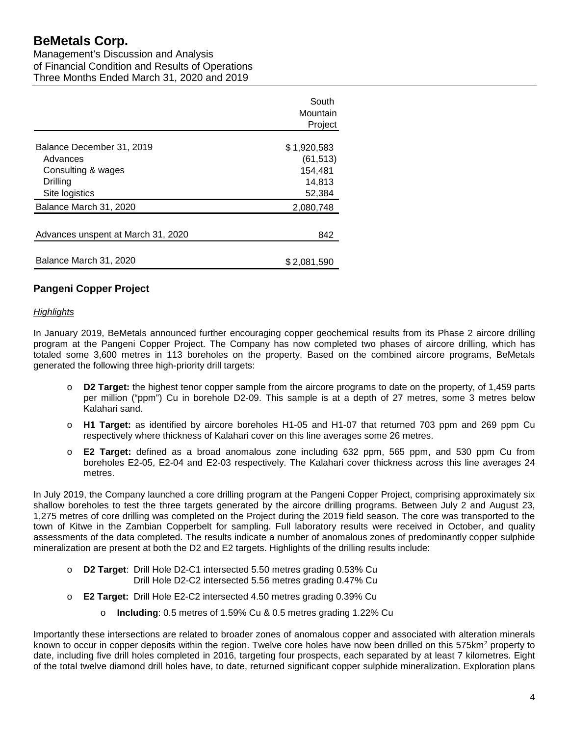| | South Mountain Project |
|---|---|
| Balance December 31, 2019 | $ 1,920,583 |
| Advances | (61,513) |
| Consulting & wages | 154,481 |
| Drilling | 14,813 |
| Site logistics | 52,384 |
| Balance March 31, 2020 | 2,080,748 |
| Advances unspent at March 31, 2020 | 842 |
| Balance March 31, 2020 | $ 2,081,590 |

## Pangeni Copper Project

*Highlights*

In January 2019, BeMetals announced further encouraging copper geochemical results from its Phase 2 aircore drilling program at the Pangeni Copper Project. The Company has now completed two phases of aircore drilling, which has totaled some 3,600 metres in 113 boreholes on the property. Based on the combined aircore programs, BeMetals generated the following three high-priority drill targets:

- **D2 Target:** the highest tenor copper sample from the aircore programs to date on the property, of 1,459 parts per million ("ppm") Cu in borehole D2-09. This sample is at a depth of 27 metres, some 3 metres below Kalahari sand.
- **H1 Target:** as identified by aircore boreholes H1-05 and H1-07 that returned 703 ppm and 269 ppm Cu respectively where thickness of Kalahari cover on this line averages some 26 metres.
- **E2 Target:** defined as a broad anomalous zone including 632 ppm, 565 ppm, and 530 ppm Cu from boreholes E2-05, E2-04 and E2-03 respectively. The Kalahari cover thickness across this line averages 24 metres.

In July 2019, the Company launched a core drilling program at the Pangeni Copper Project, comprising approximately six shallow boreholes to test the three targets generated by the aircore drilling programs. Between July 2 and August 23, 1,275 metres of core drilling was completed on the Project during the 2019 field season. The core was transported to the town of Kitwe in the Zambian Copperbelt for sampling. Full laboratory results were received in October, and quality assessments of the data completed. The results indicate a number of anomalous zones of predominantly copper sulphide mineralization are present at both the D2 and E2 targets. Highlights of the drilling results include:

- **D2 Target**: Drill Hole D2-C1 intersected 5.50 metres grading 0.53% Cu
  Drill Hole D2-C2 intersected 5.56 metres grading 0.47% Cu
- **E2 Target:** Drill Hole E2-C2 intersected 4.50 metres grading 0.39% Cu
  - **Including**: 0.5 metres of 1.59% Cu & 0.5 metres grading 1.22% Cu

Importantly these intersections are related to broader zones of anomalous copper and associated with alteration minerals known to occur in copper deposits within the region. Twelve core holes have now been drilled on this 575km$^2$ property to date, including five drill holes completed in 2016, targeting four prospects, each separated by at least 7 kilometres. Eight of the total twelve diamond drill holes have, to date, returned significant copper sulphide mineralization. Exploration plans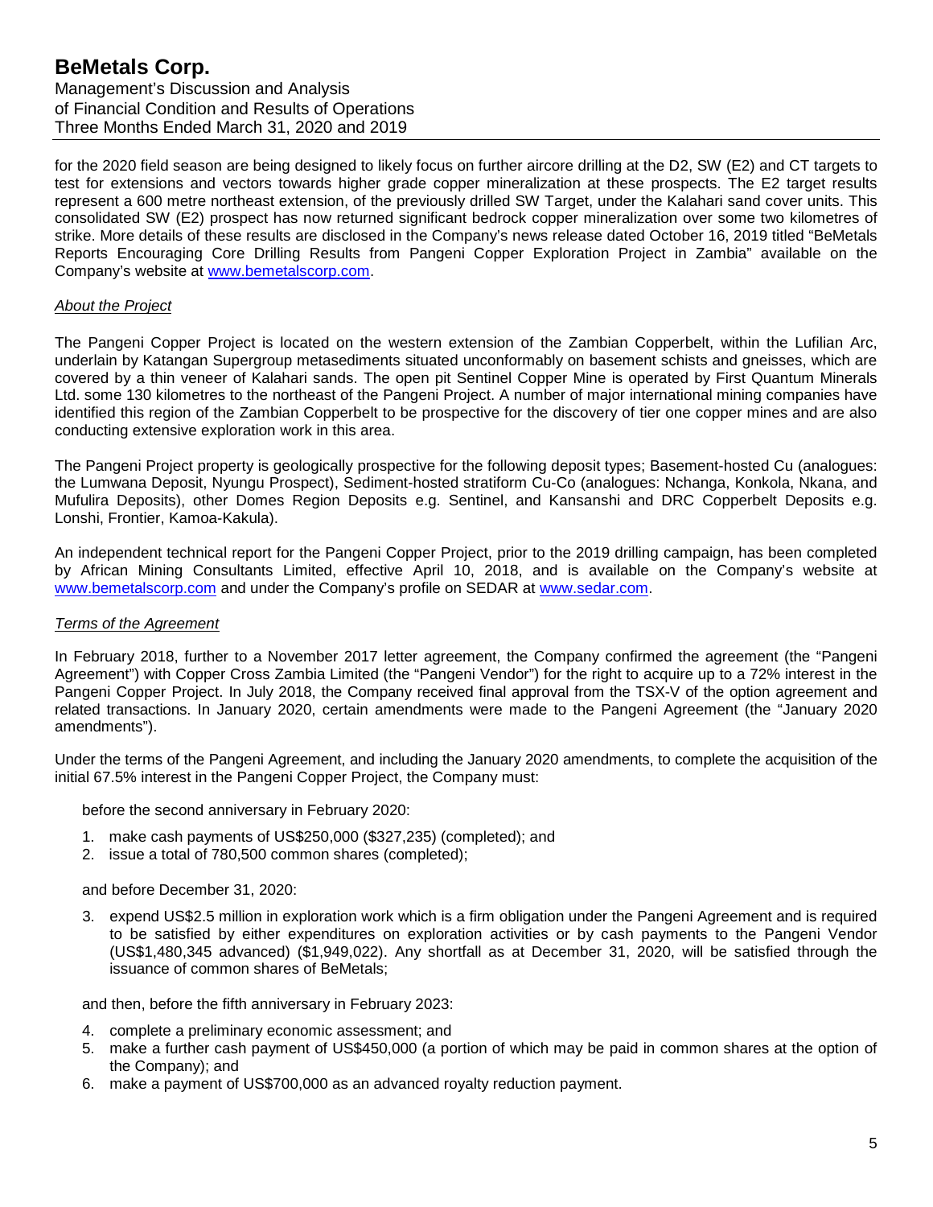for the 2020 field season are being designed to likely focus on further aircore drilling at the D2, SW (E2) and CT targets to test for extensions and vectors towards higher grade copper mineralization at these prospects. The E2 target results represent a 600 metre northeast extension, of the previously drilled SW Target, under the Kalahari sand cover units. This consolidated SW (E2) prospect has now returned significant bedrock copper mineralization over some two kilometres of strike. More details of these results are disclosed in the Company's news release dated October 16, 2019 titled "BeMetals Reports Encouraging Core Drilling Results from Pangeni Copper Exploration Project in Zambia" available on the Company's website at www.bemetalscorp.com.

*About the Project*

The Pangeni Copper Project is located on the western extension of the Zambian Copperbelt, within the Lufilian Arc, underlain by Katangan Supergroup metasediments situated unconformably on basement schists and gneisses, which are covered by a thin veneer of Kalahari sands. The open pit Sentinel Copper Mine is operated by First Quantum Minerals Ltd. some 130 kilometres to the northeast of the Pangeni Project. A number of major international mining companies have identified this region of the Zambian Copperbelt to be prospective for the discovery of tier one copper mines and are also conducting extensive exploration work in this area.

The Pangeni Project property is geologically prospective for the following deposit types; Basement-hosted Cu (analogues: the Lumwana Deposit, Nyungu Prospect), Sediment-hosted stratiform Cu-Co (analogues: Nchanga, Konkola, Nkana, and Mufulira Deposits), other Domes Region Deposits e.g. Sentinel, and Kansanshi and DRC Copperbelt Deposits e.g. Lonshi, Frontier, Kamoa-Kakula).

An independent technical report for the Pangeni Copper Project, prior to the 2019 drilling campaign, has been completed by African Mining Consultants Limited, effective April 10, 2018, and is available on the Company's website at www.bemetalscorp.com and under the Company's profile on SEDAR at www.sedar.com.

*Terms of the Agreement*

In February 2018, further to a November 2017 letter agreement, the Company confirmed the agreement (the "Pangeni Agreement") with Copper Cross Zambia Limited (the "Pangeni Vendor") for the right to acquire up to a 72% interest in the Pangeni Copper Project. In July 2018, the Company received final approval from the TSX-V of the option agreement and related transactions. In January 2020, certain amendments were made to the Pangeni Agreement (the "January 2020 amendments").

Under the terms of the Pangeni Agreement, and including the January 2020 amendments, to complete the acquisition of the initial 67.5% interest in the Pangeni Copper Project, the Company must:

before the second anniversary in February 2020:

1. make cash payments of US$250,000 ($327,235) (completed); and
2. issue a total of 780,500 common shares (completed);

and before December 31, 2020:

3. expend US$2.5 million in exploration work which is a firm obligation under the Pangeni Agreement and is required to be satisfied by either expenditures on exploration activities or by cash payments to the Pangeni Vendor (US$1,480,345 advanced) ($1,949,022). Any shortfall as at December 31, 2020, will be satisfied through the issuance of common shares of BeMetals;

and then, before the fifth anniversary in February 2023:

4. complete a preliminary economic assessment; and
5. make a further cash payment of US$450,000 (a portion of which may be paid in common shares at the option of the Company); and
6. make a payment of US$700,000 as an advanced royalty reduction payment.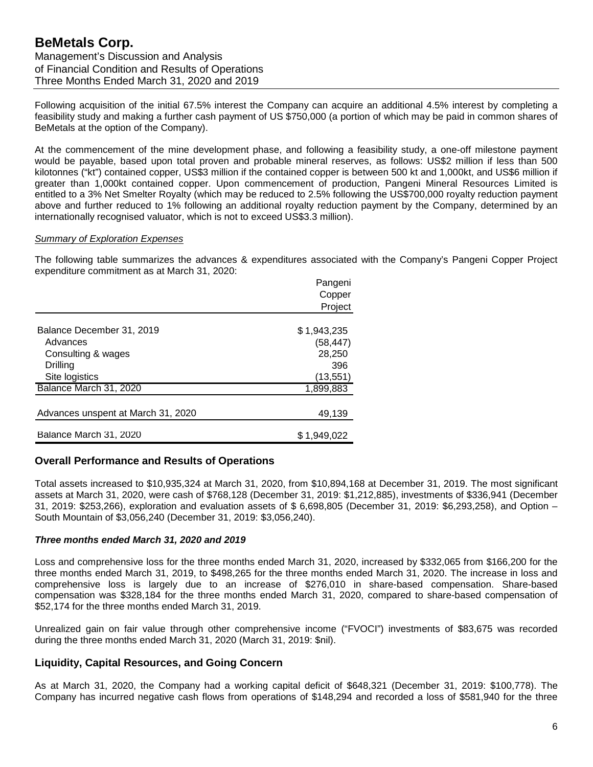Following acquisition of the initial 67.5% interest the Company can acquire an additional 4.5% interest by completing a feasibility study and making a further cash payment of US $750,000 (a portion of which may be paid in common shares of BeMetals at the option of the Company).

At the commencement of the mine development phase, and following a feasibility study, a one-off milestone payment would be payable, based upon total proven and probable mineral reserves, as follows: US$2 million if less than 500 kilotonnes ("kt") contained copper, US$3 million if the contained copper is between 500 kt and 1,000kt, and US$6 million if greater than 1,000kt contained copper. Upon commencement of production, Pangeni Mineral Resources Limited is entitled to a 3% Net Smelter Royalty (which may be reduced to 2.5% following the US$700,000 royalty reduction payment above and further reduced to 1% following an additional royalty reduction payment by the Company, determined by an internationally recognised valuator, which is not to exceed US$3.3 million).

*Summary of Exploration Expenses*

The following table summarizes the advances & expenditures associated with the Company's Pangeni Copper Project expenditure commitment as at March 31, 2020:

| | Pangeni Copper Project |
|---|---|
| Balance December 31, 2019 | $ 1,943,235 |
| Advances | (58,447) |
| Consulting & wages | 28,250 |
| Drilling | 396 |
| Site logistics | (13,551) |
| Balance March 31, 2020 | 1,899,883 |
| Advances unspent at March 31, 2020 | 49,139 |
| Balance March 31, 2020 | $ 1,949,022 |

## Overall Performance and Results of Operations

Total assets increased to $10,935,324 at March 31, 2020, from $10,894,168 at December 31, 2019. The most significant assets at March 31, 2020, were cash of $768,128 (December 31, 2019: $1,212,885), investments of $336,941 (December 31, 2019: $253,266), exploration and evaluation assets of $ 6,698,805 (December 31, 2019: $6,293,258), and Option – South Mountain of $3,056,240 (December 31, 2019: $3,056,240).

### *Three months ended March 31, 2020 and 2019*

Loss and comprehensive loss for the three months ended March 31, 2020, increased by $332,065 from $166,200 for the three months ended March 31, 2019, to $498,265 for the three months ended March 31, 2020. The increase in loss and comprehensive loss is largely due to an increase of $276,010 in share-based compensation. Share-based compensation was $328,184 for the three months ended March 31, 2020, compared to share-based compensation of $52,174 for the three months ended March 31, 2019.

Unrealized gain on fair value through other comprehensive income ("FVOCI") investments of $83,675 was recorded during the three months ended March 31, 2020 (March 31, 2019: $nil).

## Liquidity, Capital Resources, and Going Concern

As at March 31, 2020, the Company had a working capital deficit of $648,321 (December 31, 2019: $100,778). The Company has incurred negative cash flows from operations of $148,294 and recorded a loss of $581,940 for the three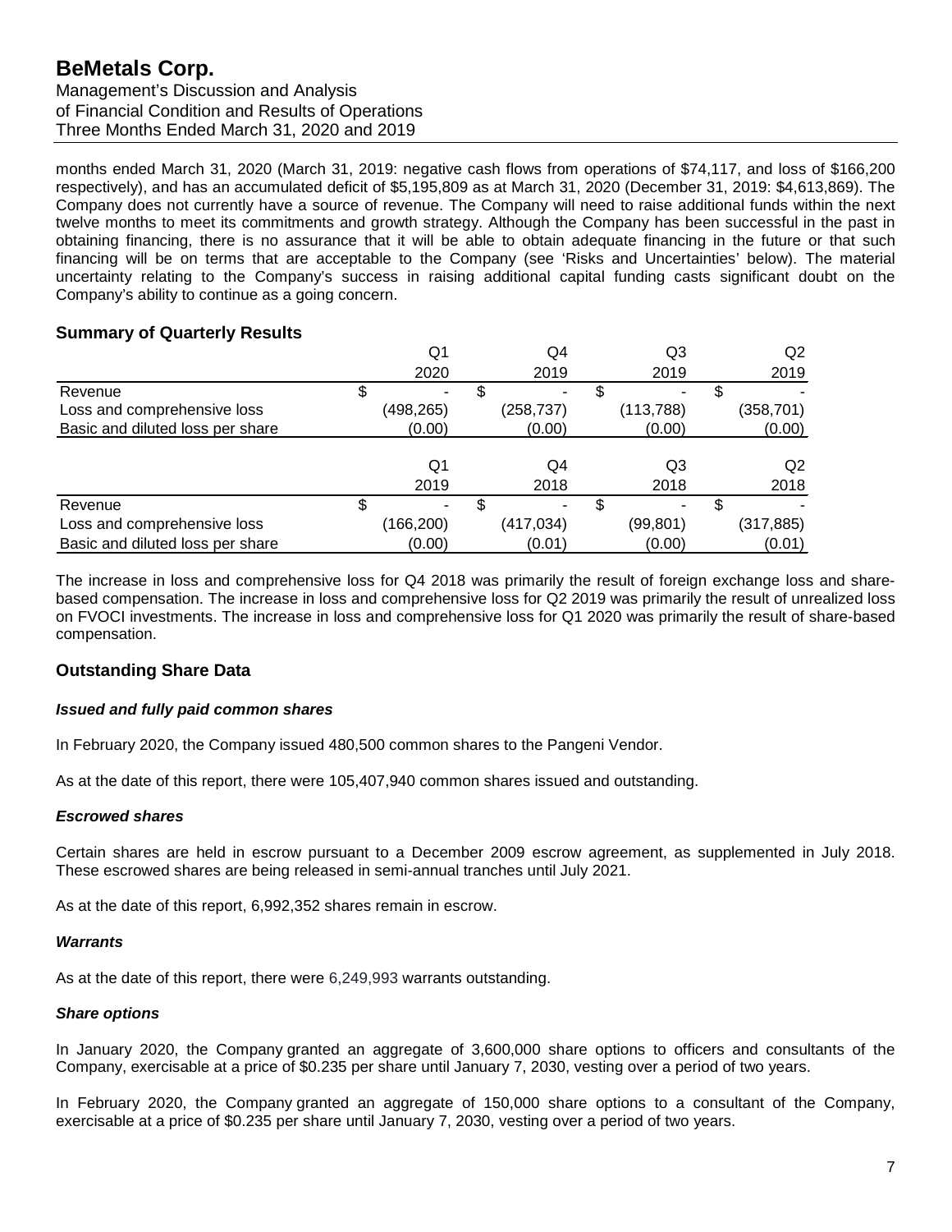months ended March 31, 2020 (March 31, 2019: negative cash flows from operations of $74,117, and loss of $166,200 respectively), and has an accumulated deficit of $5,195,809 as at March 31, 2020 (December 31, 2019: $4,613,869). The Company does not currently have a source of revenue. The Company will need to raise additional funds within the next twelve months to meet its commitments and growth strategy. Although the Company has been successful in the past in obtaining financing, there is no assurance that it will be able to obtain adequate financing in the future or that such financing will be on terms that are acceptable to the Company (see 'Risks and Uncertainties' below). The material uncertainty relating to the Company's success in raising additional capital funding casts significant doubt on the Company's ability to continue as a going concern.

## Summary of Quarterly Results

| | Q1 2020 | Q4 2019 | Q3 2019 | Q2 2019 |
|---|---|---|---|---|
| Revenue | $ - | $ - | $ - | $ - |
| Loss and comprehensive loss | (498,265) | (258,737) | (113,788) | (358,701) |
| Basic and diluted loss per share | (0.00) | (0.00) | (0.00) | (0.00) |

| | Q1 2019 | Q4 2018 | Q3 2018 | Q2 2018 |
|---|---|---|---|---|
| Revenue | $ - | $ - | $ - | $ - |
| Loss and comprehensive loss | (166,200) | (417,034) | (99,801) | (317,885) |
| Basic and diluted loss per share | (0.00) | (0.01) | (0.00) | (0.01) |

The increase in loss and comprehensive loss for Q4 2018 was primarily the result of foreign exchange loss and share-based compensation. The increase in loss and comprehensive loss for Q2 2019 was primarily the result of unrealized loss on FVOCI investments. The increase in loss and comprehensive loss for Q1 2020 was primarily the result of share-based compensation.

## Outstanding Share Data

### *Issued and fully paid common shares*

In February 2020, the Company issued 480,500 common shares to the Pangeni Vendor.

As at the date of this report, there were 105,407,940 common shares issued and outstanding.

### *Escrowed shares*

Certain shares are held in escrow pursuant to a December 2009 escrow agreement, as supplemented in July 2018. These escrowed shares are being released in semi-annual tranches until July 2021.

As at the date of this report, 6,992,352 shares remain in escrow.

### *Warrants*

As at the date of this report, there were 6,249,993 warrants outstanding.

### *Share options*

In January 2020, the Company granted an aggregate of 3,600,000 share options to officers and consultants of the Company, exercisable at a price of $0.235 per share until January 7, 2030, vesting over a period of two years.

In February 2020, the Company granted an aggregate of 150,000 share options to a consultant of the Company, exercisable at a price of $0.235 per share until January 7, 2030, vesting over a period of two years.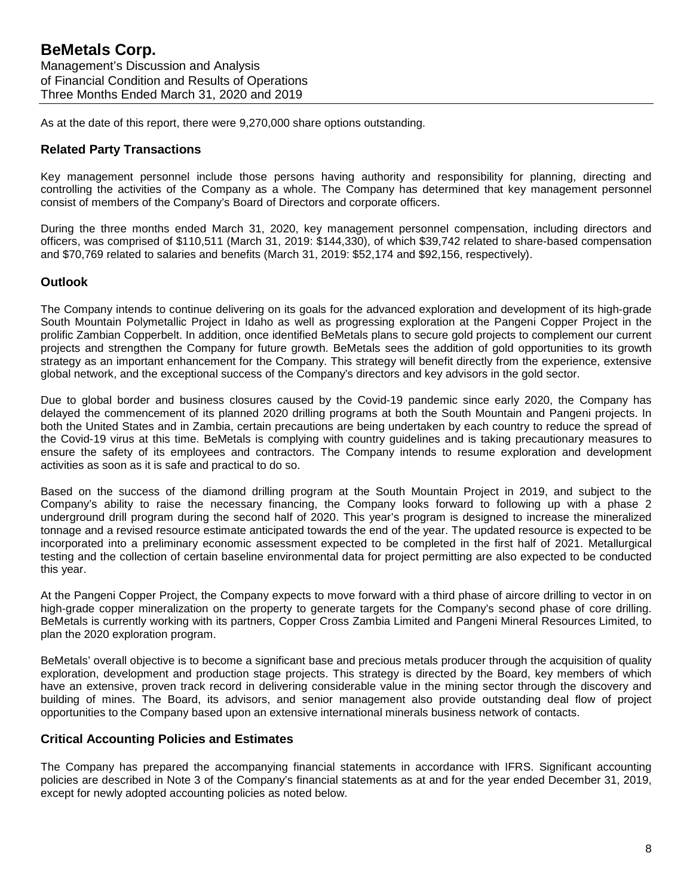As at the date of this report, there were 9,270,000 share options outstanding.

## Related Party Transactions

Key management personnel include those persons having authority and responsibility for planning, directing and controlling the activities of the Company as a whole. The Company has determined that key management personnel consist of members of the Company's Board of Directors and corporate officers.

During the three months ended March 31, 2020, key management personnel compensation, including directors and officers, was comprised of $110,511 (March 31, 2019: $144,330), of which $39,742 related to share-based compensation and $70,769 related to salaries and benefits (March 31, 2019: $52,174 and $92,156, respectively).

## Outlook

The Company intends to continue delivering on its goals for the advanced exploration and development of its high-grade South Mountain Polymetallic Project in Idaho as well as progressing exploration at the Pangeni Copper Project in the prolific Zambian Copperbelt. In addition, once identified BeMetals plans to secure gold projects to complement our current projects and strengthen the Company for future growth. BeMetals sees the addition of gold opportunities to its growth strategy as an important enhancement for the Company. This strategy will benefit directly from the experience, extensive global network, and the exceptional success of the Company's directors and key advisors in the gold sector.

Due to global border and business closures caused by the Covid-19 pandemic since early 2020, the Company has delayed the commencement of its planned 2020 drilling programs at both the South Mountain and Pangeni projects. In both the United States and in Zambia, certain precautions are being undertaken by each country to reduce the spread of the Covid-19 virus at this time. BeMetals is complying with country guidelines and is taking precautionary measures to ensure the safety of its employees and contractors. The Company intends to resume exploration and development activities as soon as it is safe and practical to do so.

Based on the success of the diamond drilling program at the South Mountain Project in 2019, and subject to the Company's ability to raise the necessary financing, the Company looks forward to following up with a phase 2 underground drill program during the second half of 2020. This year's program is designed to increase the mineralized tonnage and a revised resource estimate anticipated towards the end of the year. The updated resource is expected to be incorporated into a preliminary economic assessment expected to be completed in the first half of 2021. Metallurgical testing and the collection of certain baseline environmental data for project permitting are also expected to be conducted this year.

At the Pangeni Copper Project, the Company expects to move forward with a third phase of aircore drilling to vector in on high-grade copper mineralization on the property to generate targets for the Company's second phase of core drilling. BeMetals is currently working with its partners, Copper Cross Zambia Limited and Pangeni Mineral Resources Limited, to plan the 2020 exploration program.

BeMetals' overall objective is to become a significant base and precious metals producer through the acquisition of quality exploration, development and production stage projects. This strategy is directed by the Board, key members of which have an extensive, proven track record in delivering considerable value in the mining sector through the discovery and building of mines. The Board, its advisors, and senior management also provide outstanding deal flow of project opportunities to the Company based upon an extensive international minerals business network of contacts.

## Critical Accounting Policies and Estimates

The Company has prepared the accompanying financial statements in accordance with IFRS. Significant accounting policies are described in Note 3 of the Company's financial statements as at and for the year ended December 31, 2019, except for newly adopted accounting policies as noted below.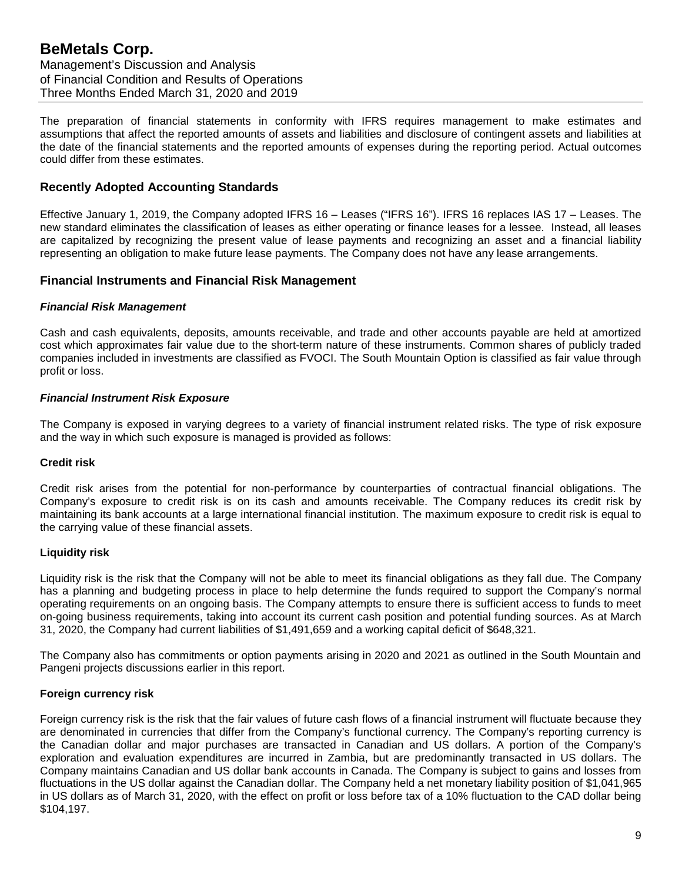The preparation of financial statements in conformity with IFRS requires management to make estimates and assumptions that affect the reported amounts of assets and liabilities and disclosure of contingent assets and liabilities at the date of the financial statements and the reported amounts of expenses during the reporting period. Actual outcomes could differ from these estimates.

## Recently Adopted Accounting Standards

Effective January 1, 2019, the Company adopted IFRS 16 – Leases ("IFRS 16"). IFRS 16 replaces IAS 17 – Leases. The new standard eliminates the classification of leases as either operating or finance leases for a lessee. Instead, all leases are capitalized by recognizing the present value of lease payments and recognizing an asset and a financial liability representing an obligation to make future lease payments. The Company does not have any lease arrangements.

## Financial Instruments and Financial Risk Management

### *Financial Risk Management*

Cash and cash equivalents, deposits, amounts receivable, and trade and other accounts payable are held at amortized cost which approximates fair value due to the short-term nature of these instruments. Common shares of publicly traded companies included in investments are classified as FVOCI. The South Mountain Option is classified as fair value through profit or loss.

### *Financial Instrument Risk Exposure*

The Company is exposed in varying degrees to a variety of financial instrument related risks. The type of risk exposure and the way in which such exposure is managed is provided as follows:

**Credit risk**

Credit risk arises from the potential for non-performance by counterparties of contractual financial obligations. The Company's exposure to credit risk is on its cash and amounts receivable. The Company reduces its credit risk by maintaining its bank accounts at a large international financial institution. The maximum exposure to credit risk is equal to the carrying value of these financial assets.

**Liquidity risk**

Liquidity risk is the risk that the Company will not be able to meet its financial obligations as they fall due. The Company has a planning and budgeting process in place to help determine the funds required to support the Company's normal operating requirements on an ongoing basis. The Company attempts to ensure there is sufficient access to funds to meet on-going business requirements, taking into account its current cash position and potential funding sources. As at March 31, 2020, the Company had current liabilities of $1,491,659 and a working capital deficit of $648,321.

The Company also has commitments or option payments arising in 2020 and 2021 as outlined in the South Mountain and Pangeni projects discussions earlier in this report.

**Foreign currency risk**

Foreign currency risk is the risk that the fair values of future cash flows of a financial instrument will fluctuate because they are denominated in currencies that differ from the Company's functional currency. The Company's reporting currency is the Canadian dollar and major purchases are transacted in Canadian and US dollars. A portion of the Company's exploration and evaluation expenditures are incurred in Zambia, but are predominantly transacted in US dollars. The Company maintains Canadian and US dollar bank accounts in Canada. The Company is subject to gains and losses from fluctuations in the US dollar against the Canadian dollar. The Company held a net monetary liability position of $1,041,965 in US dollars as of March 31, 2020, with the effect on profit or loss before tax of a 10% fluctuation to the CAD dollar being $104,197.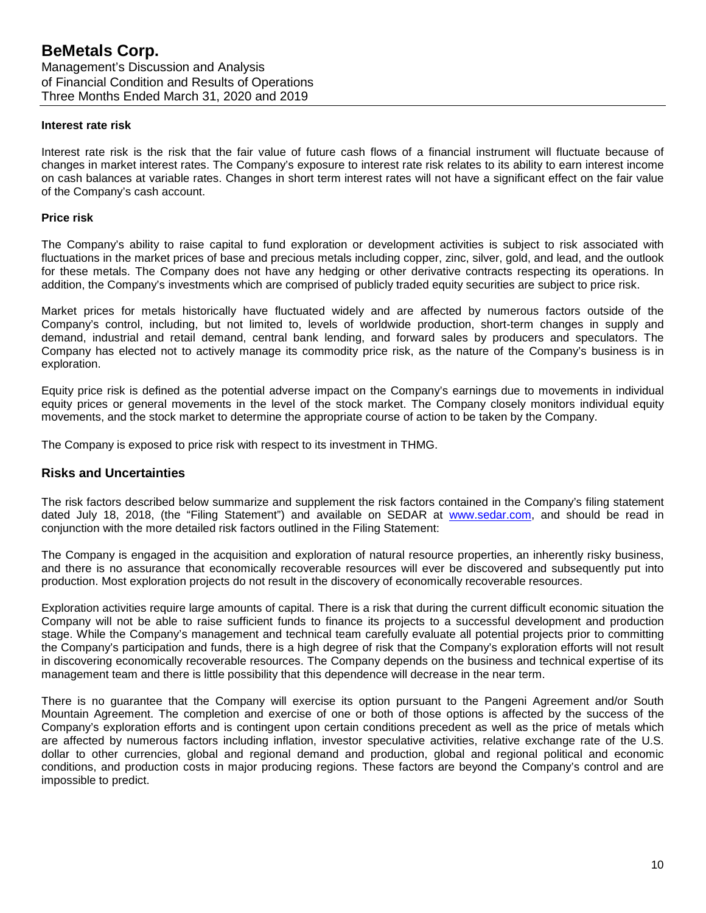### Interest rate risk

Interest rate risk is the risk that the fair value of future cash flows of a financial instrument will fluctuate because of changes in market interest rates. The Company's exposure to interest rate risk relates to its ability to earn interest income on cash balances at variable rates. Changes in short term interest rates will not have a significant effect on the fair value of the Company's cash account.

### Price risk

The Company's ability to raise capital to fund exploration or development activities is subject to risk associated with fluctuations in the market prices of base and precious metals including copper, zinc, silver, gold, and lead, and the outlook for these metals. The Company does not have any hedging or other derivative contracts respecting its operations. In addition, the Company's investments which are comprised of publicly traded equity securities are subject to price risk.

Market prices for metals historically have fluctuated widely and are affected by numerous factors outside of the Company's control, including, but not limited to, levels of worldwide production, short-term changes in supply and demand, industrial and retail demand, central bank lending, and forward sales by producers and speculators. The Company has elected not to actively manage its commodity price risk, as the nature of the Company's business is in exploration.

Equity price risk is defined as the potential adverse impact on the Company's earnings due to movements in individual equity prices or general movements in the level of the stock market. The Company closely monitors individual equity movements, and the stock market to determine the appropriate course of action to be taken by the Company.

The Company is exposed to price risk with respect to its investment in THMG.

## Risks and Uncertainties

The risk factors described below summarize and supplement the risk factors contained in the Company's filing statement dated July 18, 2018, (the "Filing Statement") and available on SEDAR at www.sedar.com, and should be read in conjunction with the more detailed risk factors outlined in the Filing Statement:

The Company is engaged in the acquisition and exploration of natural resource properties, an inherently risky business, and there is no assurance that economically recoverable resources will ever be discovered and subsequently put into production. Most exploration projects do not result in the discovery of economically recoverable resources.

Exploration activities require large amounts of capital. There is a risk that during the current difficult economic situation the Company will not be able to raise sufficient funds to finance its projects to a successful development and production stage. While the Company's management and technical team carefully evaluate all potential projects prior to committing the Company's participation and funds, there is a high degree of risk that the Company's exploration efforts will not result in discovering economically recoverable resources. The Company depends on the business and technical expertise of its management team and there is little possibility that this dependence will decrease in the near term.

There is no guarantee that the Company will exercise its option pursuant to the Pangeni Agreement and/or South Mountain Agreement. The completion and exercise of one or both of those options is affected by the success of the Company's exploration efforts and is contingent upon certain conditions precedent as well as the price of metals which are affected by numerous factors including inflation, investor speculative activities, relative exchange rate of the U.S. dollar to other currencies, global and regional demand and production, global and regional political and economic conditions, and production costs in major producing regions. These factors are beyond the Company's control and are impossible to predict.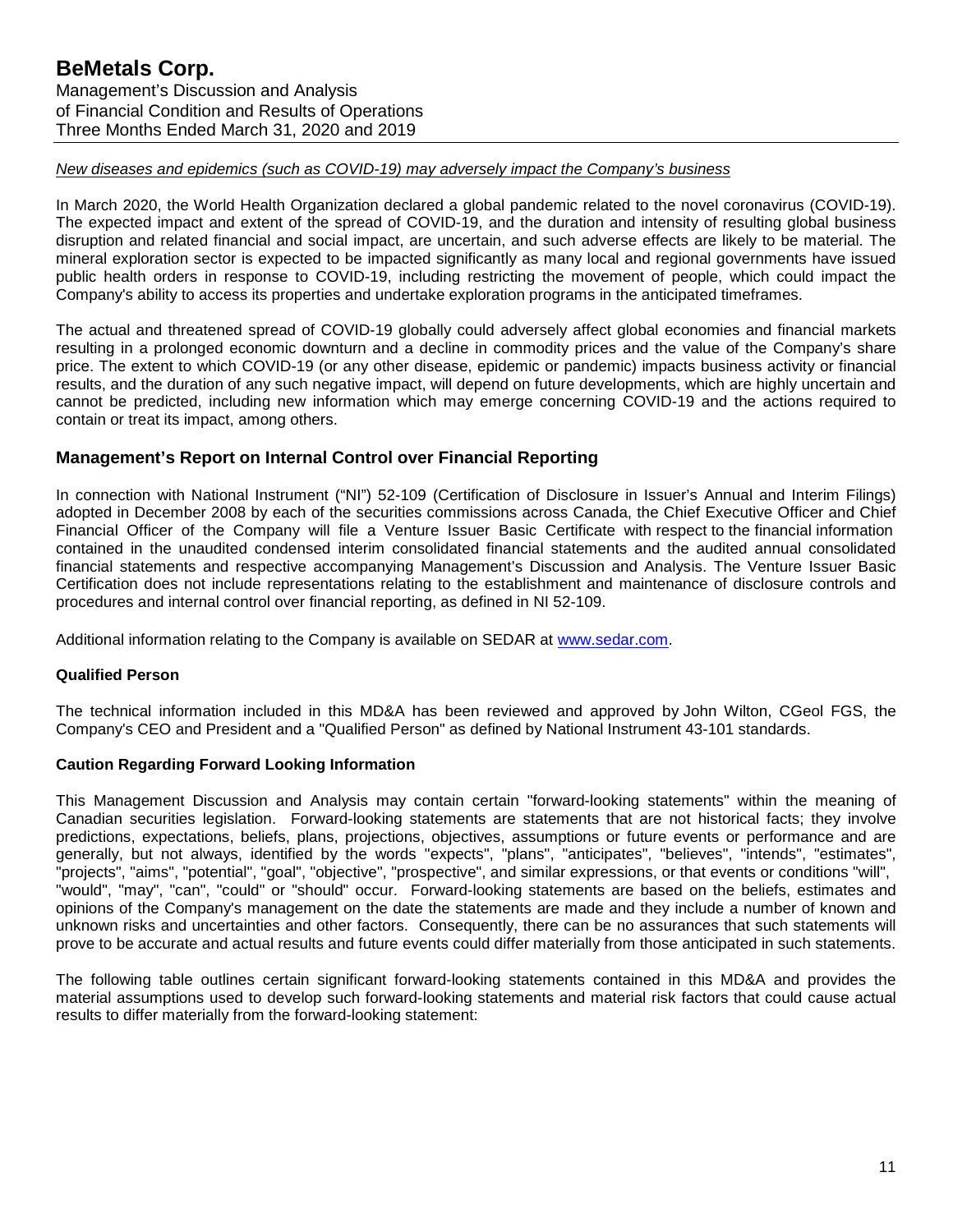*New diseases and epidemics (such as COVID-19) may adversely impact the Company's business*

In March 2020, the World Health Organization declared a global pandemic related to the novel coronavirus (COVID-19). The expected impact and extent of the spread of COVID-19, and the duration and intensity of resulting global business disruption and related financial and social impact, are uncertain, and such adverse effects are likely to be material. The mineral exploration sector is expected to be impacted significantly as many local and regional governments have issued public health orders in response to COVID-19, including restricting the movement of people, which could impact the Company's ability to access its properties and undertake exploration programs in the anticipated timeframes.

The actual and threatened spread of COVID-19 globally could adversely affect global economies and financial markets resulting in a prolonged economic downturn and a decline in commodity prices and the value of the Company's share price. The extent to which COVID-19 (or any other disease, epidemic or pandemic) impacts business activity or financial results, and the duration of any such negative impact, will depend on future developments, which are highly uncertain and cannot be predicted, including new information which may emerge concerning COVID-19 and the actions required to contain or treat its impact, among others.

## Management's Report on Internal Control over Financial Reporting

In connection with National Instrument ("NI") 52-109 (Certification of Disclosure in Issuer's Annual and Interim Filings) adopted in December 2008 by each of the securities commissions across Canada, the Chief Executive Officer and Chief Financial Officer of the Company will file a Venture Issuer Basic Certificate with respect to the financial information contained in the unaudited condensed interim consolidated financial statements and the audited annual consolidated financial statements and respective accompanying Management's Discussion and Analysis. The Venture Issuer Basic Certification does not include representations relating to the establishment and maintenance of disclosure controls and procedures and internal control over financial reporting, as defined in NI 52-109.

Additional information relating to the Company is available on SEDAR at www.sedar.com.

### Qualified Person

The technical information included in this MD&A has been reviewed and approved by John Wilton, CGeol FGS, the Company's CEO and President and a "Qualified Person" as defined by National Instrument 43-101 standards.

### Caution Regarding Forward Looking Information

This Management Discussion and Analysis may contain certain "forward-looking statements" within the meaning of Canadian securities legislation. Forward-looking statements are statements that are not historical facts; they involve predictions, expectations, beliefs, plans, projections, objectives, assumptions or future events or performance and are generally, but not always, identified by the words "expects", "plans", "anticipates", "believes", "intends", "estimates", "projects", "aims", "potential", "goal", "objective", "prospective", and similar expressions, or that events or conditions "will", "would", "may", "can", "could" or "should" occur. Forward-looking statements are based on the beliefs, estimates and opinions of the Company's management on the date the statements are made and they include a number of known and unknown risks and uncertainties and other factors. Consequently, there can be no assurances that such statements will prove to be accurate and actual results and future events could differ materially from those anticipated in such statements.

The following table outlines certain significant forward-looking statements contained in this MD&A and provides the material assumptions used to develop such forward-looking statements and material risk factors that could cause actual results to differ materially from the forward-looking statement: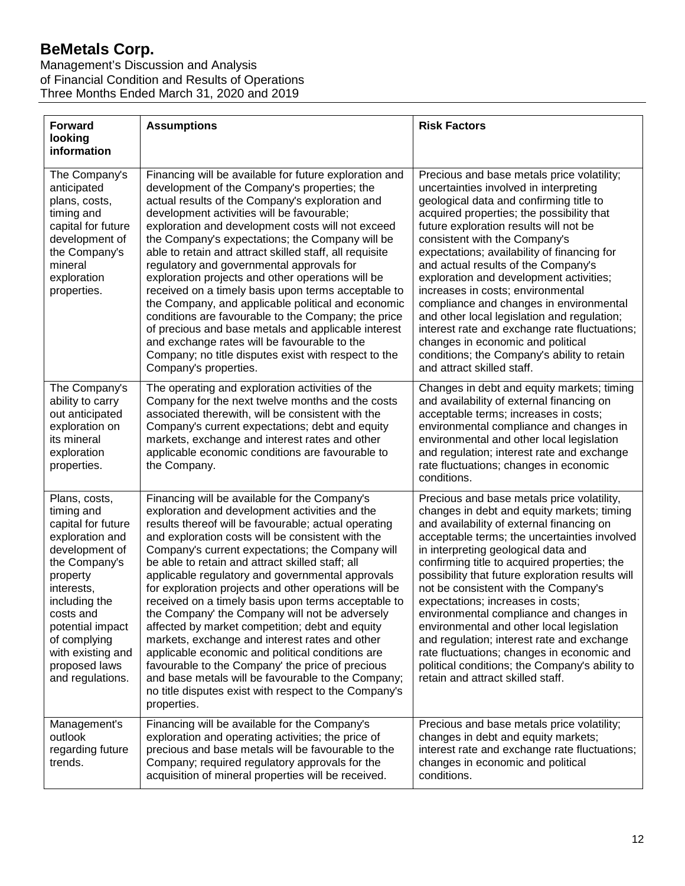| Forward looking information | Assumptions | Risk Factors |
| --- | --- | --- |
| The Company's anticipated plans, costs, timing and capital for future development of the Company's mineral exploration properties. | Financing will be available for future exploration and development of the Company's properties; the actual results of the Company's exploration and development activities will be favourable; exploration and development costs will not exceed the Company's expectations; the Company will be able to retain and attract skilled staff, all requisite regulatory and governmental approvals for exploration projects and other operations will be received on a timely basis upon terms acceptable to the Company, and applicable political and economic conditions are favourable to the Company; the price of precious and base metals and applicable interest and exchange rates will be favourable to the Company; no title disputes exist with respect to the Company's properties. | Precious and base metals price volatility; uncertainties involved in interpreting geological data and confirming title to acquired properties; the possibility that future exploration results will not be consistent with the Company's expectations; availability of financing for and actual results of the Company's exploration and development activities; increases in costs; environmental compliance and changes in environmental and other local legislation and regulation; interest rate and exchange rate fluctuations; changes in economic and political conditions; the Company's ability to retain and attract skilled staff. |
| The Company's ability to carry out anticipated exploration on its mineral exploration properties. | The operating and exploration activities of the Company for the next twelve months and the costs associated therewith, will be consistent with the Company's current expectations; debt and equity markets, exchange and interest rates and other applicable economic conditions are favourable to the Company. | Changes in debt and equity markets; timing and availability of external financing on acceptable terms; increases in costs; environmental compliance and changes in environmental and other local legislation and regulation; interest rate and exchange rate fluctuations; changes in economic conditions. |
| Plans, costs, timing and capital for future exploration and development of the Company's property interests, including the costs and potential impact of complying with existing and proposed laws and regulations. | Financing will be available for the Company's exploration and development activities and the results thereof will be favourable; actual operating and exploration costs will be consistent with the Company's current expectations; the Company will be able to retain and attract skilled staff; all applicable regulatory and governmental approvals for exploration projects and other operations will be received on a timely basis upon terms acceptable to the Company' the Company will not be adversely affected by market competition; debt and equity markets, exchange and interest rates and other applicable economic and political conditions are favourable to the Company' the price of precious and base metals will be favourable to the Company; no title disputes exist with respect to the Company's properties. | Precious and base metals price volatility, changes in debt and equity markets; timing and availability of external financing on acceptable terms; the uncertainties involved in interpreting geological data and confirming title to acquired properties; the possibility that future exploration results will not be consistent with the Company's expectations; increases in costs; environmental compliance and changes in environmental and other local legislation and regulation; interest rate and exchange rate fluctuations; changes in economic and political conditions; the Company's ability to retain and attract skilled staff. |
| Management's outlook regarding future trends. | Financing will be available for the Company's exploration and operating activities; the price of precious and base metals will be favourable to the Company; required regulatory approvals for the acquisition of mineral properties will be received. | Precious and base metals price volatility; changes in debt and equity markets; interest rate and exchange rate fluctuations; changes in economic and political conditions. |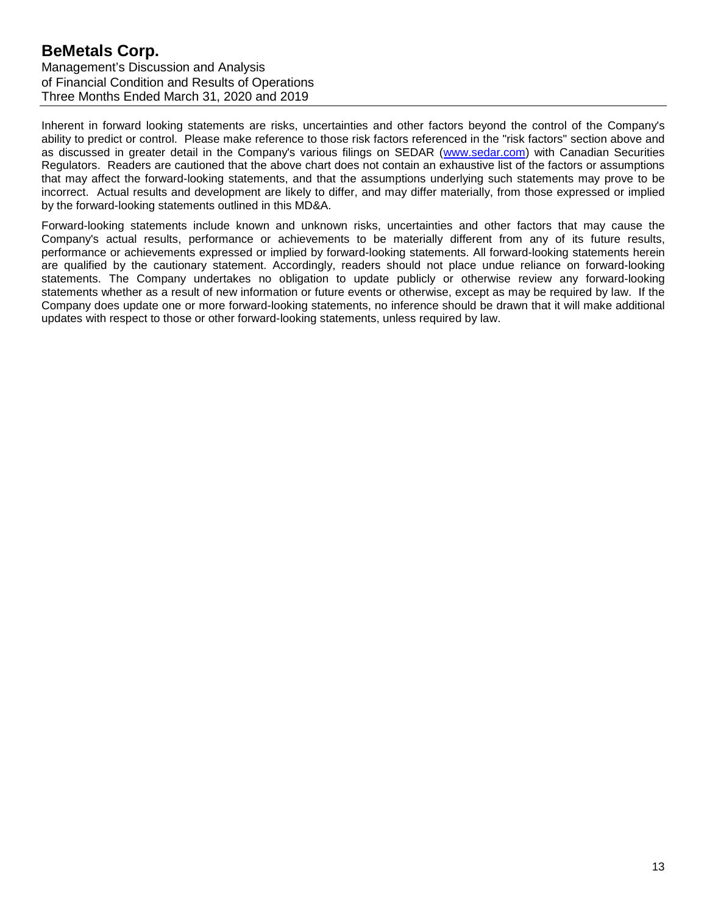Inherent in forward looking statements are risks, uncertainties and other factors beyond the control of the Company's ability to predict or control. Please make reference to those risk factors referenced in the "risk factors" section above and as discussed in greater detail in the Company's various filings on SEDAR (www.sedar.com) with Canadian Securities Regulators. Readers are cautioned that the above chart does not contain an exhaustive list of the factors or assumptions that may affect the forward-looking statements, and that the assumptions underlying such statements may prove to be incorrect. Actual results and development are likely to differ, and may differ materially, from those expressed or implied by the forward-looking statements outlined in this MD&A.

Forward-looking statements include known and unknown risks, uncertainties and other factors that may cause the Company's actual results, performance or achievements to be materially different from any of its future results, performance or achievements expressed or implied by forward-looking statements. All forward-looking statements herein are qualified by the cautionary statement. Accordingly, readers should not place undue reliance on forward-looking statements. The Company undertakes no obligation to update publicly or otherwise review any forward-looking statements whether as a result of new information or future events or otherwise, except as may be required by law. If the Company does update one or more forward-looking statements, no inference should be drawn that it will make additional updates with respect to those or other forward-looking statements, unless required by law.